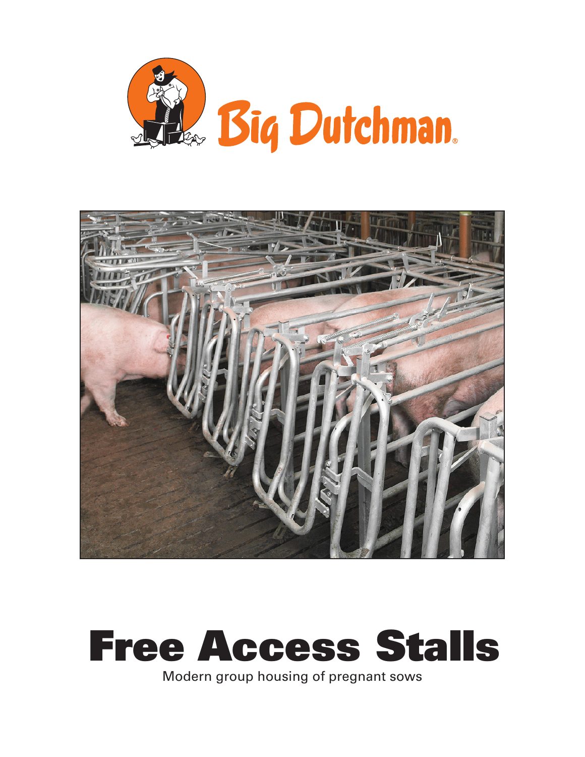Big Dutchman®

# Free Access Stalls

Modern group housing of pregnant sows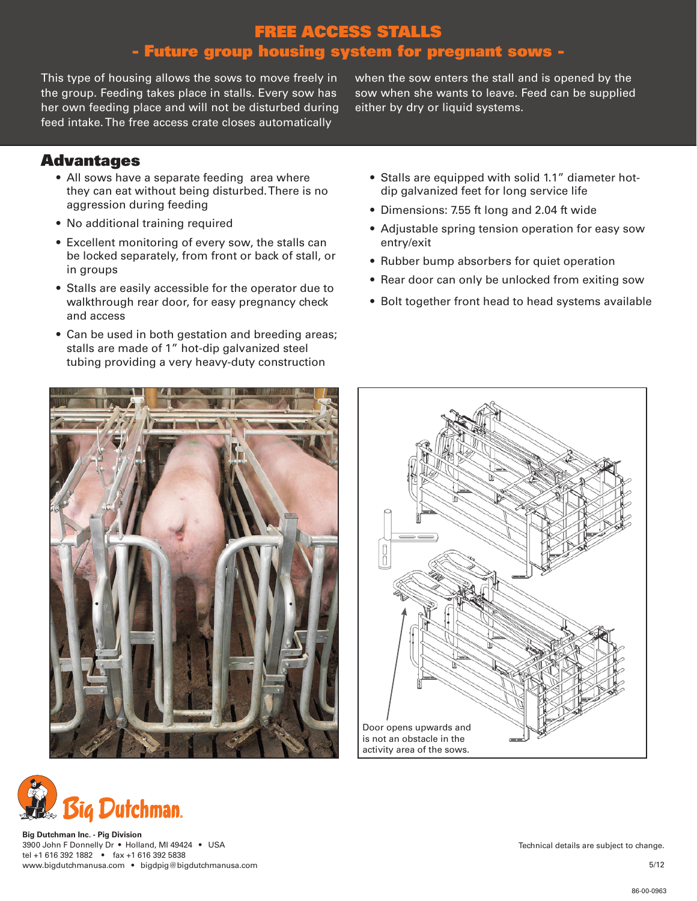# FREE ACCESS STALLS

## - Future group housing system for pregnant sows -

This type of housing allows the sows to move freely in the group. Feeding takes place in stalls. Every sow has her own feeding place and will not be disturbed during feed intake. The free access crate closes automatically when the sow enters the stall and is opened by the sow when she wants to leave. Feed can be supplied either by dry or liquid systems.

## Advantages

- All sows have a separate feeding area where they can eat without being disturbed. There is no aggression during feeding
- No additional training required
- Excellent monitoring of every sow, the stalls can be locked separately, from front or back of stall, or in groups
- Stalls are easily accessible for the operator due to walkthrough rear door, for easy pregnancy check and access
- Can be used in both gestation and breeding areas; stalls are made of 1" hot-dip galvanized steel tubing providing a very heavy-duty construction
- Stalls are equipped with solid 1.1" diameter hot-dip galvanized feet for long service life
- Dimensions: 7.55 ft long and 2.04 ft wide
- Adjustable spring tension operation for easy sow entry/exit
- Rubber bump absorbers for quiet operation
- Rear door can only be unlocked from exiting sow
- Bolt together front head to head systems available

Door opens upwards and is not an obstacle in the activity area of the sows.

Big Dutchman.

**Big Dutchman Inc. - Pig Division**
3900 John F Donnelly Dr • Holland, MI 49424 • USA
tel +1 616 392 1882 • fax +1 616 392 5838
www.bigdutchmanusa.com • bigdpig@bigdutchmanusa.com

Technical details are subject to change.

5/12

86-00-0963